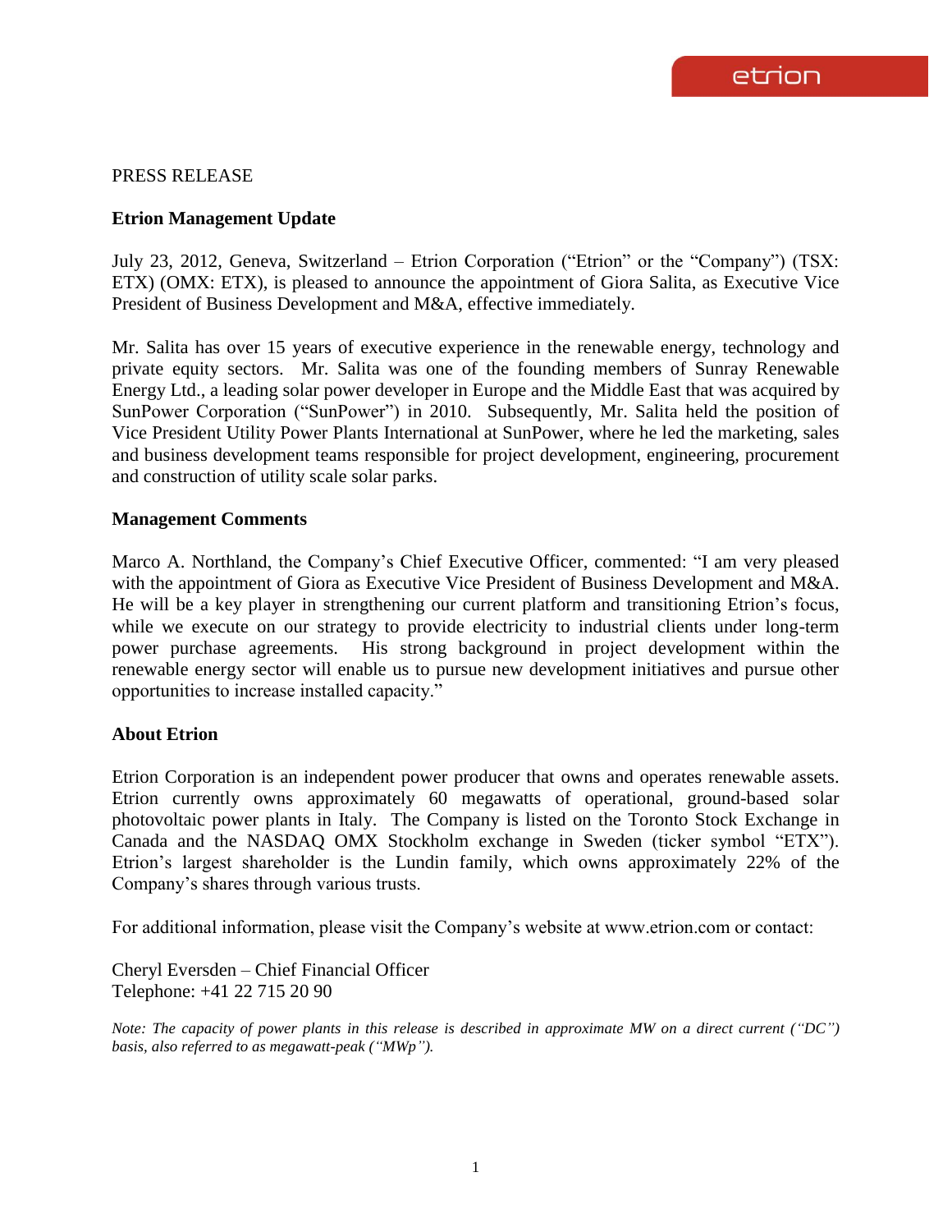PRESS RELEASE

## Etrion Management Update

July 23, 2012, Geneva, Switzerland – Etrion Corporation ("Etrion" or the "Company") (TSX: ETX) (OMX: ETX), is pleased to announce the appointment of Giora Salita, as Executive Vice President of Business Development and M&A, effective immediately.

Mr. Salita has over 15 years of executive experience in the renewable energy, technology and private equity sectors. Mr. Salita was one of the founding members of Sunray Renewable Energy Ltd., a leading solar power developer in Europe and the Middle East that was acquired by SunPower Corporation ("SunPower") in 2010. Subsequently, Mr. Salita held the position of Vice President Utility Power Plants International at SunPower, where he led the marketing, sales and business development teams responsible for project development, engineering, procurement and construction of utility scale solar parks.

## Management Comments

Marco A. Northland, the Company's Chief Executive Officer, commented: "I am very pleased with the appointment of Giora as Executive Vice President of Business Development and M&A. He will be a key player in strengthening our current platform and transitioning Etrion's focus, while we execute on our strategy to provide electricity to industrial clients under long-term power purchase agreements. His strong background in project development within the renewable energy sector will enable us to pursue new development initiatives and pursue other opportunities to increase installed capacity."

## About Etrion

Etrion Corporation is an independent power producer that owns and operates renewable assets. Etrion currently owns approximately 60 megawatts of operational, ground-based solar photovoltaic power plants in Italy. The Company is listed on the Toronto Stock Exchange in Canada and the NASDAQ OMX Stockholm exchange in Sweden (ticker symbol "ETX"). Etrion's largest shareholder is the Lundin family, which owns approximately 22% of the Company's shares through various trusts.

For additional information, please visit the Company's website at www.etrion.com or contact:

Cheryl Eversden – Chief Financial Officer
Telephone: +41 22 715 20 90

*Note: The capacity of power plants in this release is described in approximate MW on a direct current ("DC") basis, also referred to as megawatt-peak ("MWp").*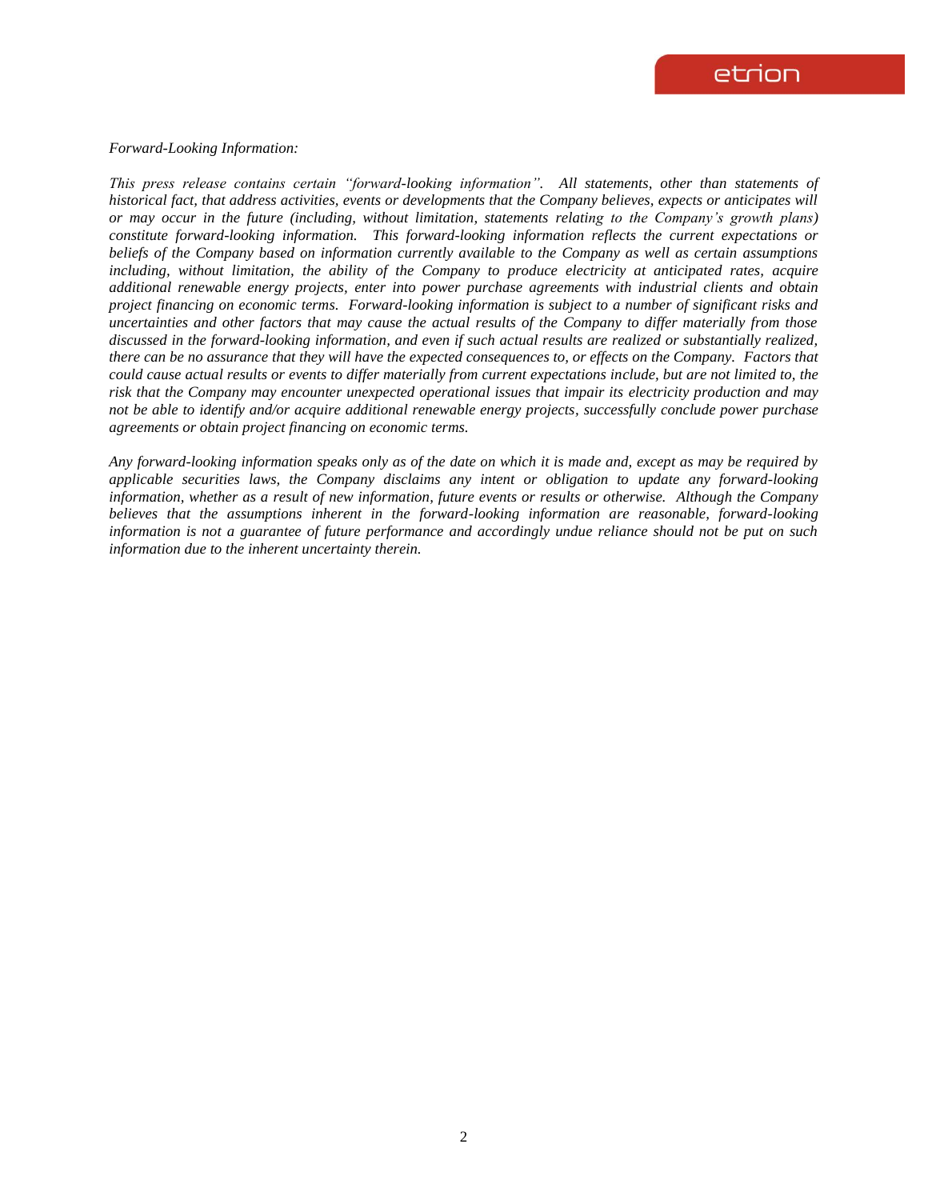*Forward-Looking Information:*

*This press release contains certain "forward-looking information". All statements, other than statements of historical fact, that address activities, events or developments that the Company believes, expects or anticipates will or may occur in the future (including, without limitation, statements relating to the Company's growth plans) constitute forward-looking information. This forward-looking information reflects the current expectations or beliefs of the Company based on information currently available to the Company as well as certain assumptions including, without limitation, the ability of the Company to produce electricity at anticipated rates, acquire additional renewable energy projects, enter into power purchase agreements with industrial clients and obtain project financing on economic terms. Forward-looking information is subject to a number of significant risks and uncertainties and other factors that may cause the actual results of the Company to differ materially from those discussed in the forward-looking information, and even if such actual results are realized or substantially realized, there can be no assurance that they will have the expected consequences to, or effects on the Company. Factors that could cause actual results or events to differ materially from current expectations include, but are not limited to, the risk that the Company may encounter unexpected operational issues that impair its electricity production and may not be able to identify and/or acquire additional renewable energy projects, successfully conclude power purchase agreements or obtain project financing on economic terms.*

*Any forward-looking information speaks only as of the date on which it is made and, except as may be required by applicable securities laws, the Company disclaims any intent or obligation to update any forward-looking information, whether as a result of new information, future events or results or otherwise. Although the Company believes that the assumptions inherent in the forward-looking information are reasonable, forward-looking information is not a guarantee of future performance and accordingly undue reliance should not be put on such information due to the inherent uncertainty therein.*